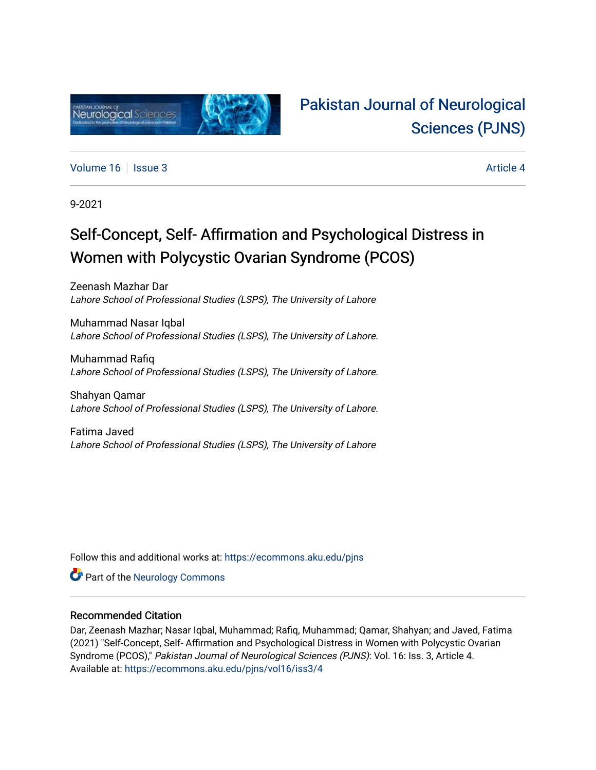Pakistan Journal of Neurological Sciences (PJNS)

Volume 16 | Issue 3 | Article 4

9-2021

# Self-Concept, Self- Affirmation and Psychological Distress in Women with Polycystic Ovarian Syndrome (PCOS)

Zeenash Mazhar Dar
*Lahore School of Professional Studies (LSPS), The University of Lahore*

Muhammad Nasar Iqbal
*Lahore School of Professional Studies (LSPS), The University of Lahore.*

Muhammad Rafiq
*Lahore School of Professional Studies (LSPS), The University of Lahore.*

Shahyan Qamar
*Lahore School of Professional Studies (LSPS), The University of Lahore.*

Fatima Javed
*Lahore School of Professional Studies (LSPS), The University of Lahore*

Follow this and additional works at: https://ecommons.aku.edu/pjns

Part of the Neurology Commons

## Recommended Citation

Dar, Zeenash Mazhar; Nasar Iqbal, Muhammad; Rafiq, Muhammad; Qamar, Shahyan; and Javed, Fatima (2021) "Self-Concept, Self- Affirmation and Psychological Distress in Women with Polycystic Ovarian Syndrome (PCOS)," *Pakistan Journal of Neurological Sciences (PJNS)*: Vol. 16: Iss. 3, Article 4.
Available at: https://ecommons.aku.edu/pjns/vol16/iss3/4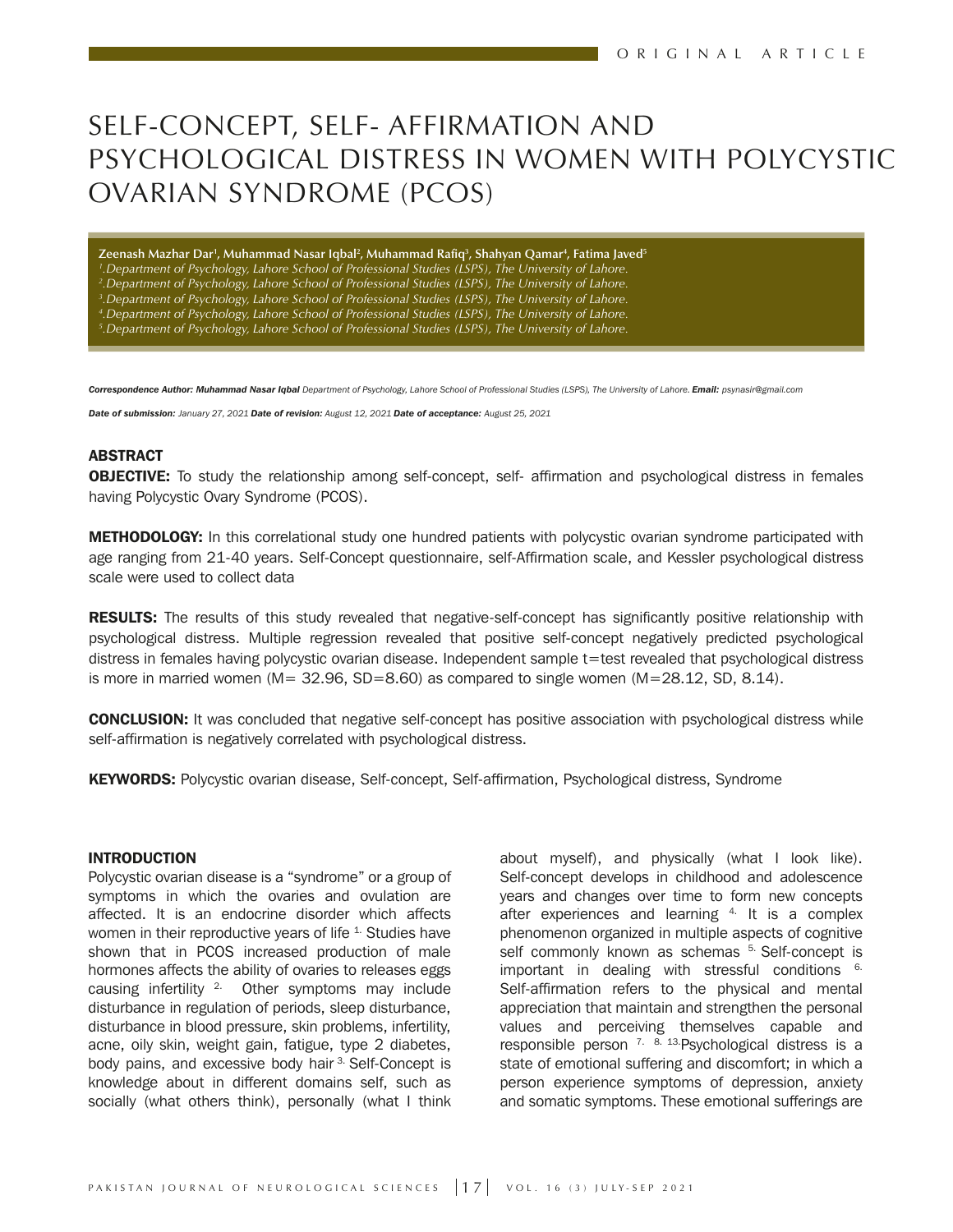ORIGINAL ARTICLE

# SELF-CONCEPT, SELF- AFFIRMATION AND PSYCHOLOGICAL DISTRESS IN WOMEN WITH POLYCYSTIC OVARIAN SYNDROME (PCOS)

**Zeenash Mazhar Dar[1], Muhammad Nasar Iqbal[2], Muhammad Rafiq[3], Shahyan Qamar[4], Fatima Javed[5]**

*1. Department of Psychology, Lahore School of Professional Studies (LSPS), The University of Lahore.*
*2. Department of Psychology, Lahore School of Professional Studies (LSPS), The University of Lahore.*
*3. Department of Psychology, Lahore School of Professional Studies (LSPS), The University of Lahore.*
*4. Department of Psychology, Lahore School of Professional Studies (LSPS), The University of Lahore.*
*5. Department of Psychology, Lahore School of Professional Studies (LSPS), The University of Lahore.*

***Correspondence Author: Muhammad Nasar Iqbal** Department of Psychology, Lahore School of Professional Studies (LSPS), The University of Lahore. **Email:** psynasir@gmail.com*

***Date of submission:** January 27, 2021 **Date of revision:** August 12, 2021 **Date of acceptance:** August 25, 2021*

## ABSTRACT

**OBJECTIVE:** To study the relationship among self-concept, self- affirmation and psychological distress in females having Polycystic Ovary Syndrome (PCOS).

**METHODOLOGY:** In this correlational study one hundred patients with polycystic ovarian syndrome participated with age ranging from 21-40 years. Self-Concept questionnaire, self-Affirmation scale, and Kessler psychological distress scale were used to collect data

**RESULTS:** The results of this study revealed that negative-self-concept has significantly positive relationship with psychological distress. Multiple regression revealed that positive self-concept negatively predicted psychological distress in females having polycystic ovarian disease. Independent sample t=test revealed that psychological distress is more in married women (M= 32.96, SD=8.60) as compared to single women (M=28.12, SD, 8.14).

**CONCLUSION:** It was concluded that negative self-concept has positive association with psychological distress while self-affirmation is negatively correlated with psychological distress.

**KEYWORDS:** Polycystic ovarian disease, Self-concept, Self-affirmation, Psychological distress, Syndrome

## INTRODUCTION

Polycystic ovarian disease is a "syndrome" or a group of symptoms in which the ovaries and ovulation are affected. It is an endocrine disorder which affects women in their reproductive years of life [1]. Studies have shown that in PCOS increased production of male hormones affects the ability of ovaries to releases eggs causing infertility [2]. Other symptoms may include disturbance in regulation of periods, sleep disturbance, disturbance in blood pressure, skin problems, infertility, acne, oily skin, weight gain, fatigue, type 2 diabetes, body pains, and excessive body hair [3]. Self-Concept is knowledge about in different domains self, such as socially (what others think), personally (what I think about myself), and physically (what I look like). Self-concept develops in childhood and adolescence years and changes over time to form new concepts after experiences and learning [4]. It is a complex phenomenon organized in multiple aspects of cognitive self commonly known as schemas [5]. Self-concept is important in dealing with stressful conditions [6]. Self-affirmation refers to the physical and mental appreciation that maintain and strengthen the personal values and perceiving themselves capable and responsible person [7, 8, 13]. Psychological distress is a state of emotional suffering and discomfort; in which a person experience symptoms of depression, anxiety and somatic symptoms. These emotional sufferings are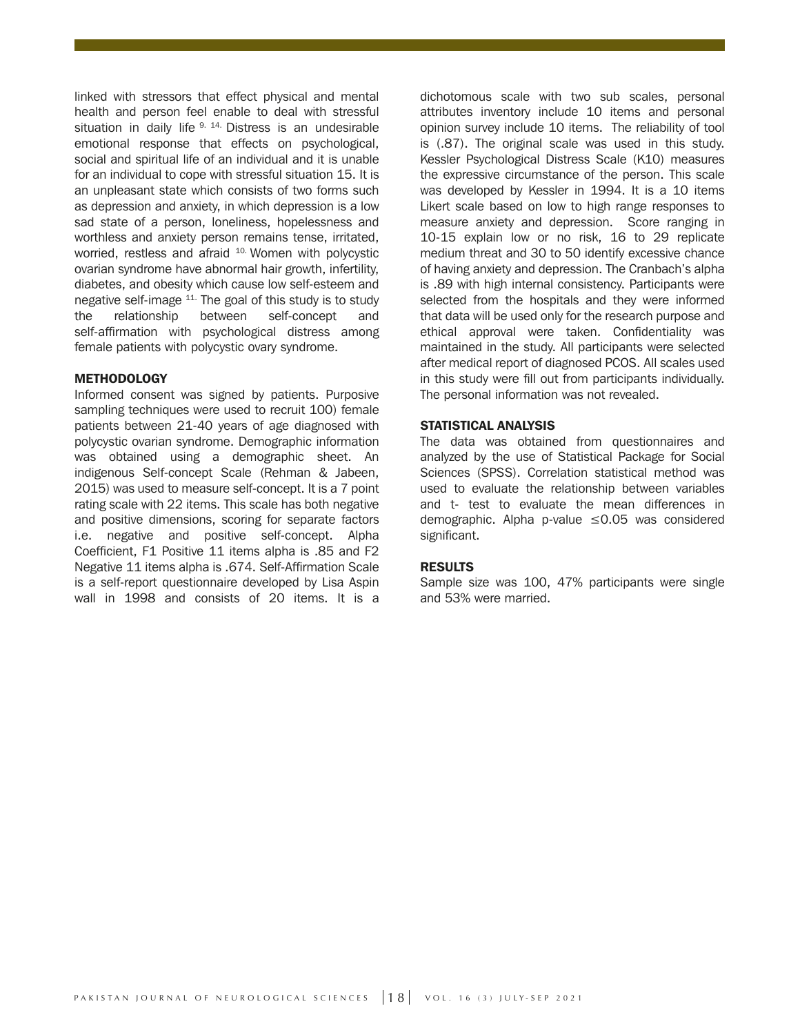linked with stressors that effect physical and mental health and person feel enable to deal with stressful situation in daily life [9, 14]. Distress is an undesirable emotional response that effects on psychological, social and spiritual life of an individual and it is unable for an individual to cope with stressful situation 15. It is an unpleasant state which consists of two forms such as depression and anxiety, in which depression is a low sad state of a person, loneliness, hopelessness and worthless and anxiety person remains tense, irritated, worried, restless and afraid [10]. Women with polycystic ovarian syndrome have abnormal hair growth, infertility, diabetes, and obesity which cause low self-esteem and negative self-image [11]. The goal of this study is to study the relationship between self-concept and self-affirmation with psychological distress among female patients with polycystic ovary syndrome.

### METHODOLOGY

Informed consent was signed by patients. Purposive sampling techniques were used to recruit 100) female patients between 21-40 years of age diagnosed with polycystic ovarian syndrome. Demographic information was obtained using a demographic sheet. An indigenous Self-concept Scale (Rehman & Jabeen, 2015) was used to measure self-concept. It is a 7 point rating scale with 22 items. This scale has both negative and positive dimensions, scoring for separate factors i.e. negative and positive self-concept. Alpha Coefficient, F1 Positive 11 items alpha is .85 and F2 Negative 11 items alpha is .674. Self-Affirmation Scale is a self-report questionnaire developed by Lisa Aspin wall in 1998 and consists of 20 items. It is a dichotomous scale with two sub scales, personal attributes inventory include 10 items and personal opinion survey include 10 items. The reliability of tool is (.87). The original scale was used in this study. Kessler Psychological Distress Scale (K10) measures the expressive circumstance of the person. This scale was developed by Kessler in 1994. It is a 10 items Likert scale based on low to high range responses to measure anxiety and depression. Score ranging in 10-15 explain low or no risk, 16 to 29 replicate medium threat and 30 to 50 identify excessive chance of having anxiety and depression. The Cranbach's alpha is .89 with high internal consistency. Participants were selected from the hospitals and they were informed that data will be used only for the research purpose and ethical approval were taken. Confidentiality was maintained in the study. All participants were selected after medical report of diagnosed PCOS. All scales used in this study were fill out from participants individually. The personal information was not revealed.

### STATISTICAL ANALYSIS

The data was obtained from questionnaires and analyzed by the use of Statistical Package for Social Sciences (SPSS). Correlation statistical method was used to evaluate the relationship between variables and t- test to evaluate the mean differences in demographic. Alpha p-value $\leq 0.05$ was considered significant.

### RESULTS

Sample size was 100, 47% participants were single and 53% were married.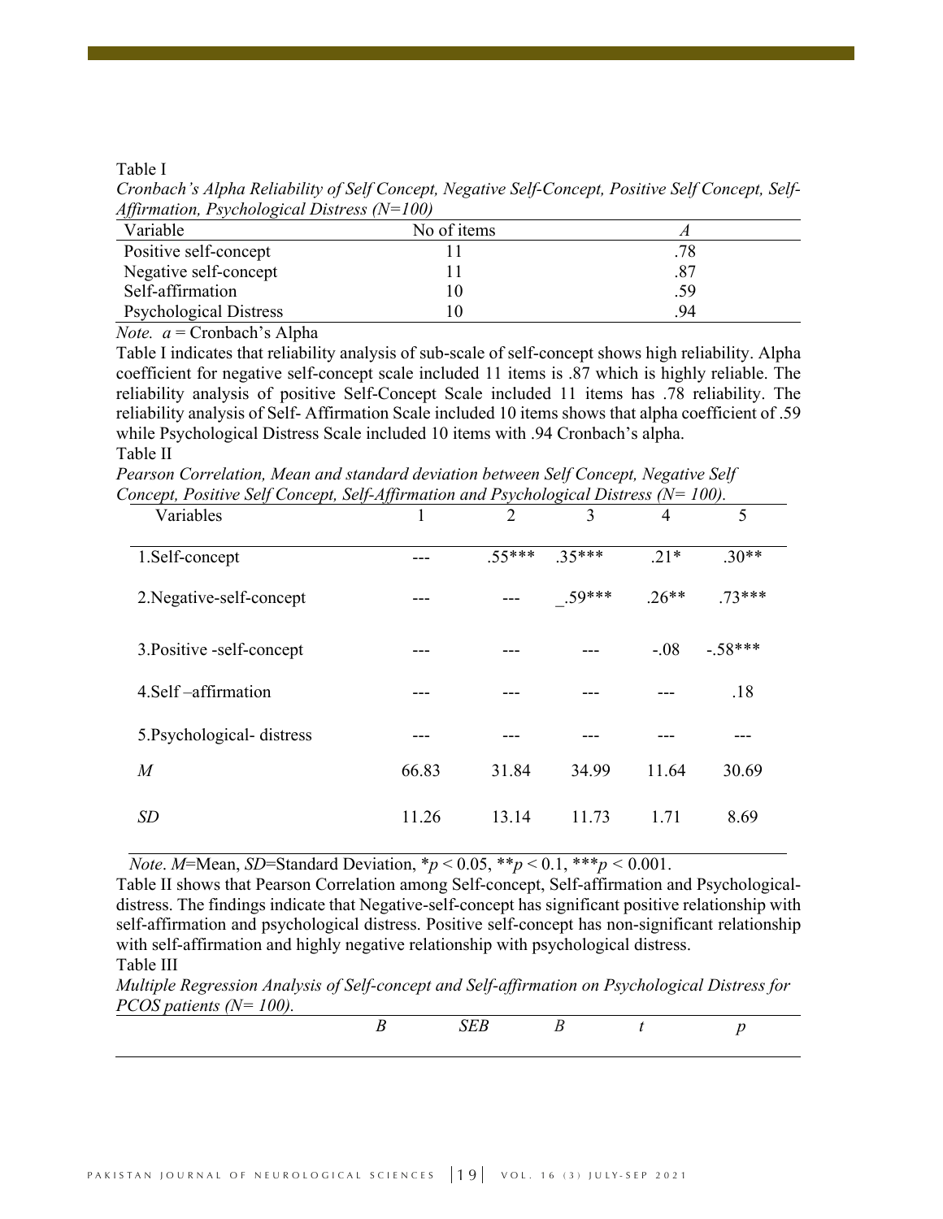Table I

*Cronbach's Alpha Reliability of Self Concept, Negative Self-Concept, Positive Self Concept, Self-Affirmation, Psychological Distress (N=100)*

| Variable | No of items | *A* |
|---|---|---|
| Positive self-concept | 11 | .78 |
| Negative self-concept | 11 | .87 |
| Self-affirmation | 10 | .59 |
| Psychological Distress | 10 | .94 |

*Note.* *a* = Cronbach's Alpha

Table I indicates that reliability analysis of sub-scale of self-concept shows high reliability. Alpha coefficient for negative self-concept scale included 11 items is .87 which is highly reliable. The reliability analysis of positive Self-Concept Scale included 11 items has .78 reliability. The reliability analysis of Self- Affirmation Scale included 10 items shows that alpha coefficient of .59 while Psychological Distress Scale included 10 items with .94 Cronbach's alpha.

Table II

*Pearson Correlation, Mean and standard deviation between Self Concept, Negative Self Concept, Positive Self Concept, Self-Affirmation and Psychological Distress (N= 100).*

| Variables | 1 | 2 | 3 | 4 | 5 |
|---|---|---|---|---|---|
| 1.Self-concept | --- | .55*** | .35*** | .21* | .30** |
| 2.Negative-self-concept | --- | --- | _.59*** | .26** | .73*** |
| 3.Positive -self-concept | --- | --- | --- | -.08 | -.58*** |
| 4.Self –affirmation | --- | --- | --- | --- | .18 |
| 5.Psychological- distress | --- | --- | --- | --- | --- |
| *M* | 66.83 | 31.84 | 34.99 | 11.64 | 30.69 |
| *SD* | 11.26 | 13.14 | 11.73 | 1.71 | 8.69 |

*Note*. *M*=Mean, *SD*=Standard Deviation, *$p < 0.05$, **$p < 0.1$, ***$p < 0.001$.

Table II shows that Pearson Correlation among Self-concept, Self-affirmation and Psychological-distress. The findings indicate that Negative-self-concept has significant positive relationship with self-affirmation and psychological distress. Positive self-concept has non-significant relationship with self-affirmation and highly negative relationship with psychological distress.

Table III

*Multiple Regression Analysis of Self-concept and Self-affirmation on Psychological Distress for PCOS patients (N= 100).*

| | *B* | *SEB* | *Β* | *t* | *p* |
|---|---|---|---|---|---|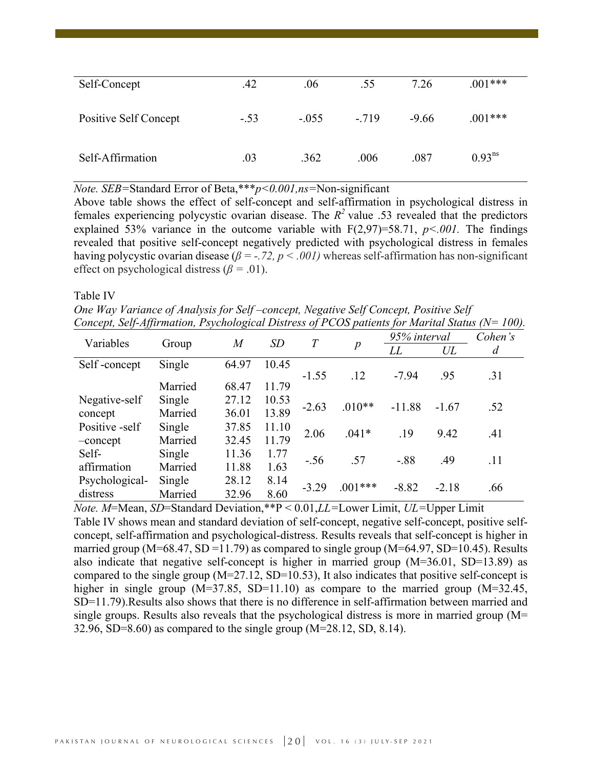| Self-Concept | .42 | .06 | .55 | 7.26 | .001*** |
|---|---|---|---|---|---|
| Positive Self Concept | -.53 | -.055 | -.719 | -9.66 | .001*** |
| Self-Affirmation | .03 | .362 | .006 | .087 | 0.93$^{ns}$ |

*Note. SEB*=Standard Error of Beta,****p<0.001,ns*=Non-significant

Above table shows the effect of self-concept and self-affirmation in psychological distress in females experiencing polycystic ovarian disease. The $R^2$ value .53 revealed that the predictors explained 53% variance in the outcome variable with $F(2,97)=58.71$, $p<.001$. The findings revealed that positive self-concept negatively predicted with psychological distress in females having polycystic ovarian disease ($\beta = -.72$, $p < .001$) whereas self-affirmation has non-significant effect on psychological distress ($\beta = .01$).

Table IV

*One Way Variance of Analysis for Self –concept, Negative Self Concept, Positive Self Concept, Self-Affirmation, Psychological Distress of PCOS patients for Marital Status (N= 100).*

| Variables | Group | *M* | *SD* | *T* | *p* | 95% interval | | Cohen's *d* |
|---|---|---|---|---|---|---|---|---|
| | | | | | | *LL* | *UL* | |
| Self -concept | Single | 64.97 | 10.45 | -1.55 | .12 | -7.94 | .95 | .31 |
| | Married | 68.47 | 11.79 | | | | | |
| Negative-self concept | Single | 27.12 | 10.53 | -2.63 | .010** | -11.88 | -1.67 | .52 |
| | Married | 36.01 | 13.89 | | | | | |
| Positive -self –concept | Single | 37.85 | 11.10 | 2.06 | .041* | .19 | 9.42 | .41 |
| | Married | 32.45 | 11.79 | | | | | |
| Self-affirmation | Single | 11.36 | 1.77 | -.56 | .57 | -.88 | .49 | .11 |
| | Married | 11.88 | 1.63 | | | | | |
| Psychological-distress | Single | 28.12 | 8.14 | -3.29 | .001*** | -8.82 | -2.18 | .66 |
| | Married | 32.96 | 8.60 | | | | | |

*Note. M*=Mean, *SD*=Standard Deviation,**P < 0.01,*LL*=Lower Limit, *UL*=Upper Limit

Table IV shows mean and standard deviation of self-concept, negative self-concept, positive self-concept, self-affirmation and psychological-distress. Results reveals that self-concept is higher in married group (M=68.47, SD =11.79) as compared to single group (M=64.97, SD=10.45). Results also indicate that negative self-concept is higher in married group (M=36.01, SD=13.89) as compared to the single group (M=27.12, SD=10.53), It also indicates that positive self-concept is higher in single group (M=37.85, SD=11.10) as compare to the married group (M=32.45, SD=11.79).Results also shows that there is no difference in self-affirmation between married and single groups. Results also reveals that the psychological distress is more in married group (M= 32.96, SD=8.60) as compared to the single group (M=28.12, SD, 8.14).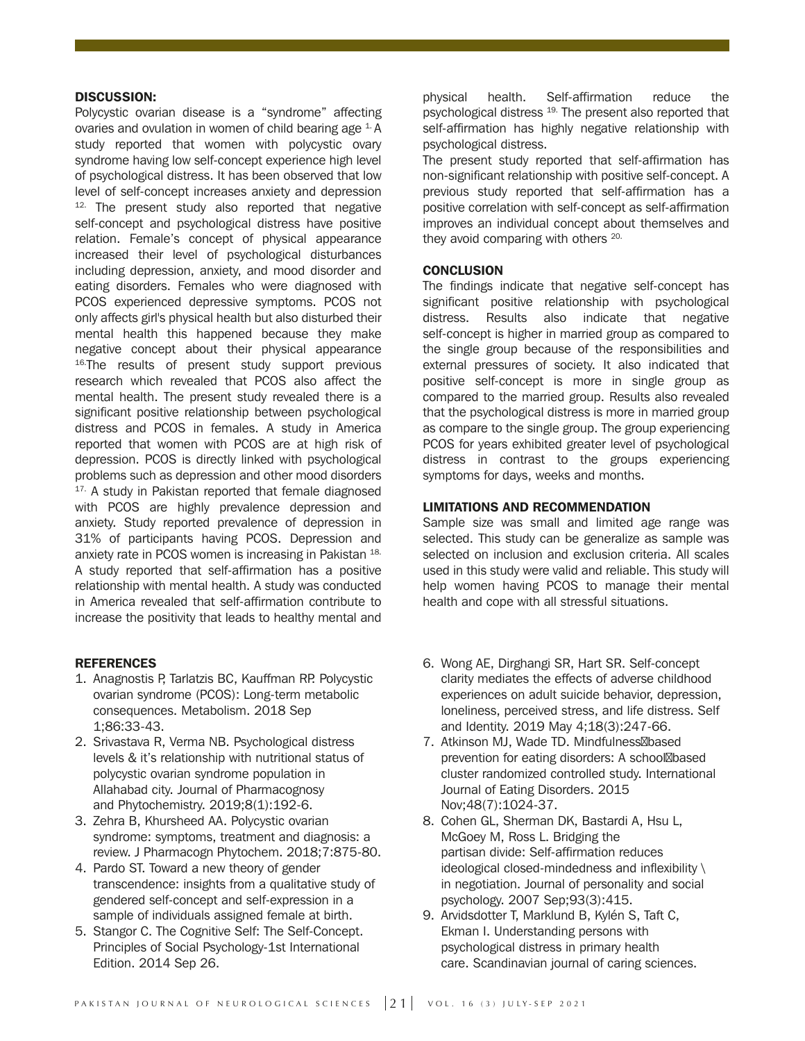## DISCUSSION:

Polycystic ovarian disease is a "syndrome" affecting ovaries and ovulation in women of child bearing age [1]. A study reported that women with polycystic ovary syndrome having low self-concept experience high level of psychological distress. It has been observed that low level of self-concept increases anxiety and depression [12]. The present study also reported that negative self-concept and psychological distress have positive relation. Female's concept of physical appearance increased their level of psychological disturbances including depression, anxiety, and mood disorder and eating disorders. Females who were diagnosed with PCOS experienced depressive symptoms. PCOS not only affects girl's physical health but also disturbed their mental health this happened because they make negative concept about their physical appearance [16]. The results of present study support previous research which revealed that PCOS also affect the mental health. The present study revealed there is a significant positive relationship between psychological distress and PCOS in females. A study in America reported that women with PCOS are at high risk of depression. PCOS is directly linked with psychological problems such as depression and other mood disorders [17]. A study in Pakistan reported that female diagnosed with PCOS are highly prevalence depression and anxiety. Study reported prevalence of depression in 31% of participants having PCOS. Depression and anxiety rate in PCOS women is increasing in Pakistan [18]. A study reported that self-affirmation has a positive relationship with mental health. A study was conducted in America revealed that self-affirmation contribute to increase the positivity that leads to healthy mental and physical health. Self-affirmation reduce the psychological distress [19]. The present also reported that self-affirmation has highly negative relationship with psychological distress.

The present study reported that self-affirmation has non-significant relationship with positive self-concept. A previous study reported that self-affirmation has a positive correlation with self-concept as self-affirmation improves an individual concept about themselves and they avoid comparing with others [20].

## CONCLUSION

The findings indicate that negative self-concept has significant positive relationship with psychological distress. Results also indicate that negative self-concept is higher in married group as compared to the single group because of the responsibilities and external pressures of society. It also indicated that positive self-concept is more in single group as compared to the married group. Results also revealed that the psychological distress is more in married group as compare to the single group. The group experiencing PCOS for years exhibited greater level of psychological distress in contrast to the groups experiencing symptoms for days, weeks and months.

## LIMITATIONS AND RECOMMENDATION

Sample size was small and limited age range was selected. This study can be generalize as sample was selected on inclusion and exclusion criteria. All scales used in this study were valid and reliable. This study will help women having PCOS to manage their mental health and cope with all stressful situations.

## REFERENCES

1. Anagnostis P, Tarlatzis BC, Kauffman RP. Polycystic ovarian syndrome (PCOS): Long-term metabolic consequences. Metabolism. 2018 Sep 1;86:33-43.
2. Srivastava R, Verma NB. Psychological distress levels & it's relationship with nutritional status of polycystic ovarian syndrome population in Allahabad city. Journal of Pharmacognosy and Phytochemistry. 2019;8(1):192-6.
3. Zehra B, Khursheed AA. Polycystic ovarian syndrome: symptoms, treatment and diagnosis: a review. J Pharmacogn Phytochem. 2018;7:875-80.
4. Pardo ST. Toward a new theory of gender transcendence: insights from a qualitative study of gendered self-concept and self-expression in a sample of individuals assigned female at birth.
5. Stangor C. The Cognitive Self: The Self-Concept. Principles of Social Psychology-1st International Edition. 2014 Sep 26.
6. Wong AE, Dirghangi SR, Hart SR. Self-concept clarity mediates the effects of adverse childhood experiences on adult suicide behavior, depression, loneliness, perceived stress, and life distress. Self and Identity. 2019 May 4;18(3):247-66.
7. Atkinson MJ, Wade TD. Mindfulness‐based prevention for eating disorders: A school‐based cluster randomized controlled study. International Journal of Eating Disorders. 2015 Nov;48(7):1024-37.
8. Cohen GL, Sherman DK, Bastardi A, Hsu L, McGoey M, Ross L. Bridging the partisan divide: Self-affirmation reduces ideological closed-mindedness and inflexibility \ in negotiation. Journal of personality and social psychology. 2007 Sep;93(3):415.
9. Arvidsdotter T, Marklund B, Kylén S, Taft C, Ekman I. Understanding persons with psychological distress in primary health care. Scandinavian journal of caring sciences.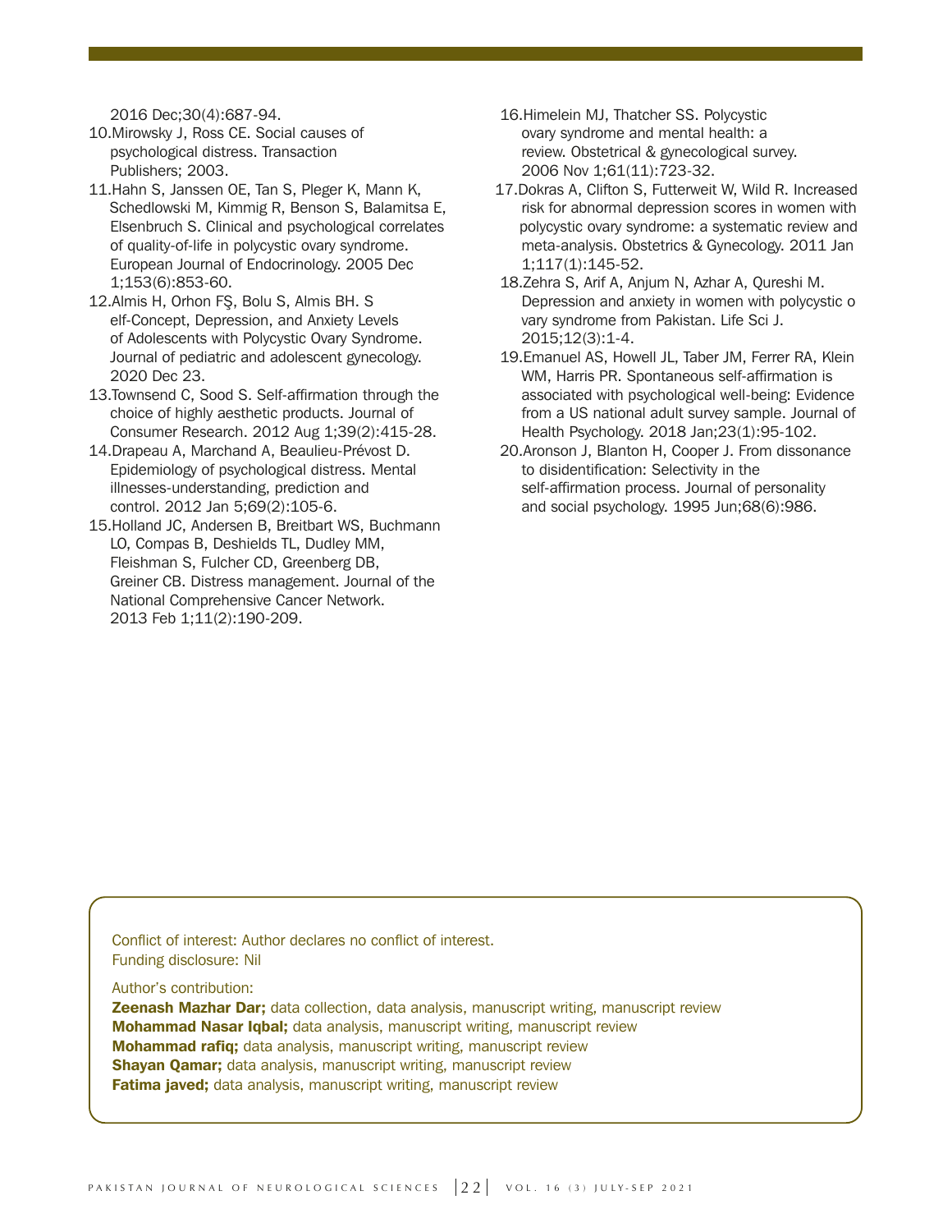2016 Dec;30(4):687-94.

10. Mirowsky J, Ross CE. Social causes of psychological distress. Transaction Publishers; 2003.
11. Hahn S, Janssen OE, Tan S, Pleger K, Mann K, Schedlowski M, Kimmig R, Benson S, Balamitsa E, Elsenbruch S. Clinical and psychological correlates of quality-of-life in polycystic ovary syndrome. European Journal of Endocrinology. 2005 Dec 1;153(6):853-60.
12. Almis H, Orhon FŞ, Bolu S, Almis BH. S elf-Concept, Depression, and Anxiety Levels of Adolescents with Polycystic Ovary Syndrome. Journal of pediatric and adolescent gynecology. 2020 Dec 23.
13. Townsend C, Sood S. Self-affirmation through the choice of highly aesthetic products. Journal of Consumer Research. 2012 Aug 1;39(2):415-28.
14. Drapeau A, Marchand A, Beaulieu-Prévost D. Epidemiology of psychological distress. Mental illnesses-understanding, prediction and control. 2012 Jan 5;69(2):105-6.
15. Holland JC, Andersen B, Breitbart WS, Buchmann LO, Compas B, Deshields TL, Dudley MM, Fleishman S, Fulcher CD, Greenberg DB, Greiner CB. Distress management. Journal of the National Comprehensive Cancer Network. 2013 Feb 1;11(2):190-209.
16. Himelein MJ, Thatcher SS. Polycystic ovary syndrome and mental health: a review. Obstetrical & gynecological survey. 2006 Nov 1;61(11):723-32.
17. Dokras A, Clifton S, Futterweit W, Wild R. Increased risk for abnormal depression scores in women with polycystic ovary syndrome: a systematic review and meta-analysis. Obstetrics & Gynecology. 2011 Jan 1;117(1):145-52.
18. Zehra S, Arif A, Anjum N, Azhar A, Qureshi M. Depression and anxiety in women with polycystic o vary syndrome from Pakistan. Life Sci J. 2015;12(3):1-4.
19. Emanuel AS, Howell JL, Taber JM, Ferrer RA, Klein WM, Harris PR. Spontaneous self-affirmation is associated with psychological well-being: Evidence from a US national adult survey sample. Journal of Health Psychology. 2018 Jan;23(1):95-102.
20. Aronson J, Blanton H, Cooper J. From dissonance to disidentification: Selectivity in the self-affirmation process. Journal of personality and social psychology. 1995 Jun;68(6):986.

Conflict of interest: Author declares no conflict of interest.
Funding disclosure: Nil

Author's contribution:
**Zeenash Mazhar Dar;** data collection, data analysis, manuscript writing, manuscript review
**Mohammad Nasar Iqbal;** data analysis, manuscript writing, manuscript review
**Mohammad rafiq;** data analysis, manuscript writing, manuscript review
**Shayan Qamar;** data analysis, manuscript writing, manuscript review
**Fatima javed;** data analysis, manuscript writing, manuscript review